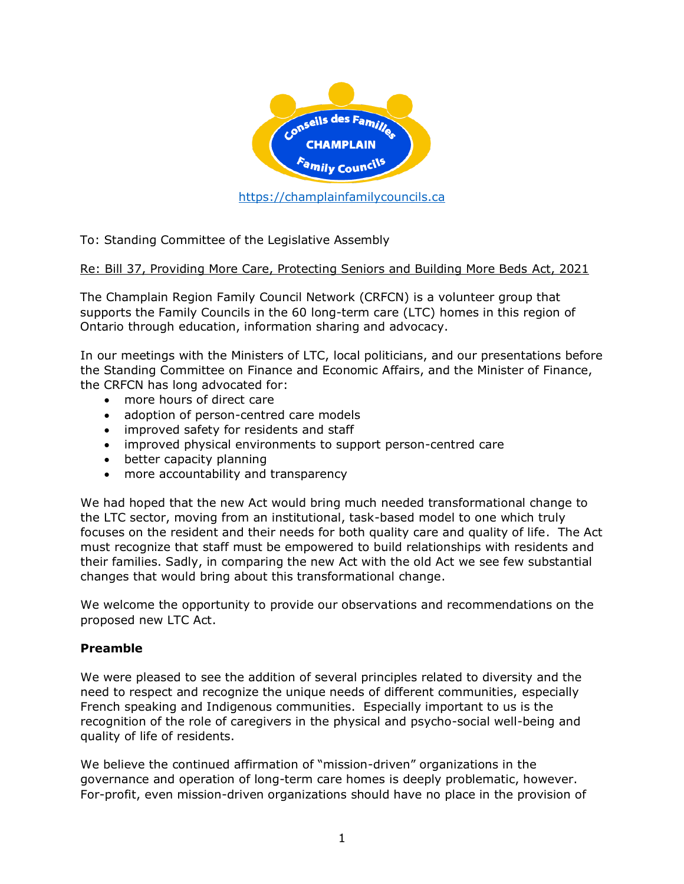Conseils des Familles
CHAMPLAIN
Family Councils

https://champlainfamilycouncils.ca

To: Standing Committee of the Legislative Assembly

Re: Bill 37, Providing More Care, Protecting Seniors and Building More Beds Act, 2021

The Champlain Region Family Council Network (CRFCN) is a volunteer group that supports the Family Councils in the 60 long-term care (LTC) homes in this region of Ontario through education, information sharing and advocacy.

In our meetings with the Ministers of LTC, local politicians, and our presentations before the Standing Committee on Finance and Economic Affairs, and the Minister of Finance, the CRFCN has long advocated for:

- more hours of direct care
- adoption of person-centred care models
- improved safety for residents and staff
- improved physical environments to support person-centred care
- better capacity planning
- more accountability and transparency

We had hoped that the new Act would bring much needed transformational change to the LTC sector, moving from an institutional, task-based model to one which truly focuses on the resident and their needs for both quality care and quality of life. The Act must recognize that staff must be empowered to build relationships with residents and their families. Sadly, in comparing the new Act with the old Act we see few substantial changes that would bring about this transformational change.

We welcome the opportunity to provide our observations and recommendations on the proposed new LTC Act.

**Preamble**

We were pleased to see the addition of several principles related to diversity and the need to respect and recognize the unique needs of different communities, especially French speaking and Indigenous communities. Especially important to us is the recognition of the role of caregivers in the physical and psycho-social well-being and quality of life of residents.

We believe the continued affirmation of "mission-driven" organizations in the governance and operation of long-term care homes is deeply problematic, however. For-profit, even mission-driven organizations should have no place in the provision of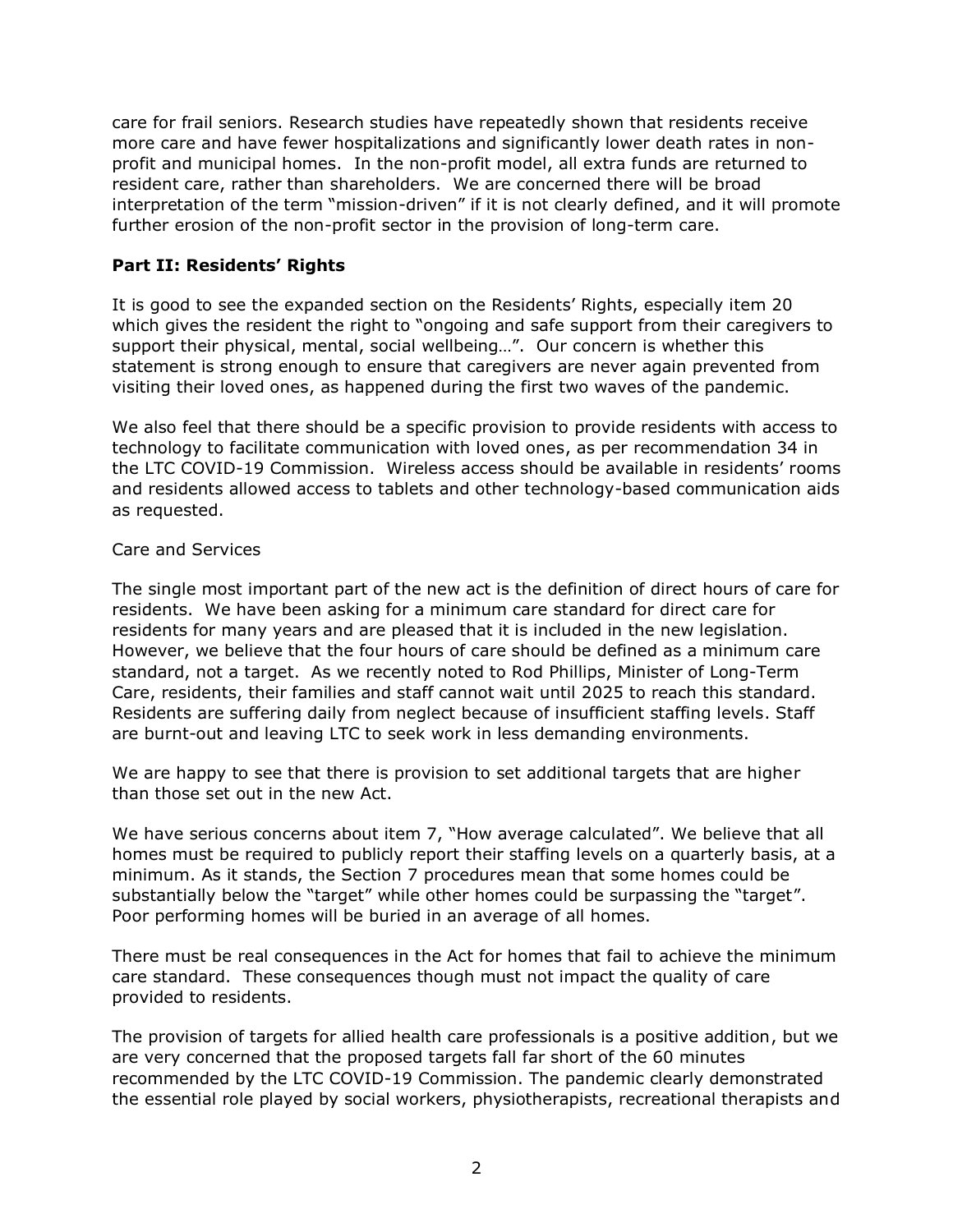care for frail seniors. Research studies have repeatedly shown that residents receive more care and have fewer hospitalizations and significantly lower death rates in non-profit and municipal homes. In the non-profit model, all extra funds are returned to resident care, rather than shareholders. We are concerned there will be broad interpretation of the term "mission-driven" if it is not clearly defined, and it will promote further erosion of the non-profit sector in the provision of long-term care.

**Part II: Residents' Rights**

It is good to see the expanded section on the Residents' Rights, especially item 20 which gives the resident the right to "ongoing and safe support from their caregivers to support their physical, mental, social wellbeing…". Our concern is whether this statement is strong enough to ensure that caregivers are never again prevented from visiting their loved ones, as happened during the first two waves of the pandemic.

We also feel that there should be a specific provision to provide residents with access to technology to facilitate communication with loved ones, as per recommendation 34 in the LTC COVID-19 Commission. Wireless access should be available in residents' rooms and residents allowed access to tablets and other technology-based communication aids as requested.

Care and Services

The single most important part of the new act is the definition of direct hours of care for residents. We have been asking for a minimum care standard for direct care for residents for many years and are pleased that it is included in the new legislation. However, we believe that the four hours of care should be defined as a minimum care standard, not a target. As we recently noted to Rod Phillips, Minister of Long-Term Care, residents, their families and staff cannot wait until 2025 to reach this standard. Residents are suffering daily from neglect because of insufficient staffing levels. Staff are burnt-out and leaving LTC to seek work in less demanding environments.

We are happy to see that there is provision to set additional targets that are higher than those set out in the new Act.

We have serious concerns about item 7, "How average calculated". We believe that all homes must be required to publicly report their staffing levels on a quarterly basis, at a minimum. As it stands, the Section 7 procedures mean that some homes could be substantially below the "target" while other homes could be surpassing the "target". Poor performing homes will be buried in an average of all homes.

There must be real consequences in the Act for homes that fail to achieve the minimum care standard. These consequences though must not impact the quality of care provided to residents.

The provision of targets for allied health care professionals is a positive addition, but we are very concerned that the proposed targets fall far short of the 60 minutes recommended by the LTC COVID-19 Commission. The pandemic clearly demonstrated the essential role played by social workers, physiotherapists, recreational therapists and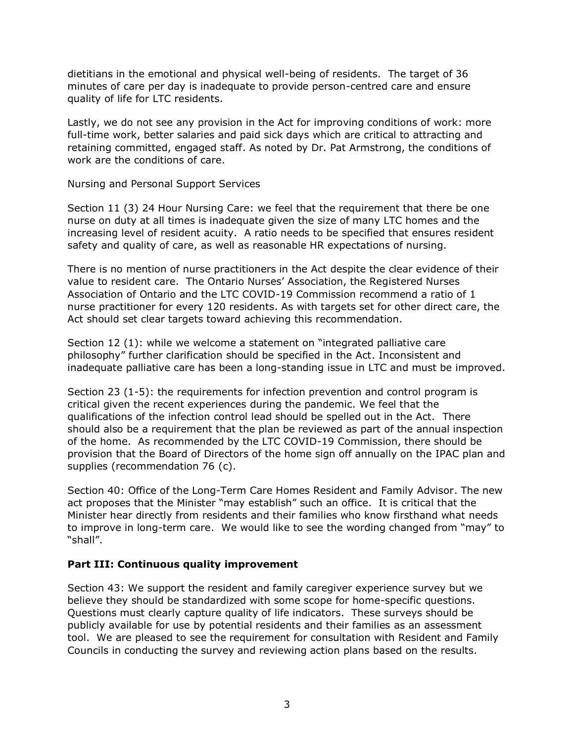dietitians in the emotional and physical well-being of residents. The target of 36 minutes of care per day is inadequate to provide person-centred care and ensure quality of life for LTC residents.

Lastly, we do not see any provision in the Act for improving conditions of work: more full-time work, better salaries and paid sick days which are critical to attracting and retaining committed, engaged staff. As noted by Dr. Pat Armstrong, the conditions of work are the conditions of care.

Nursing and Personal Support Services

Section 11 (3) 24 Hour Nursing Care: we feel that the requirement that there be one nurse on duty at all times is inadequate given the size of many LTC homes and the increasing level of resident acuity. A ratio needs to be specified that ensures resident safety and quality of care, as well as reasonable HR expectations of nursing.

There is no mention of nurse practitioners in the Act despite the clear evidence of their value to resident care. The Ontario Nurses' Association, the Registered Nurses Association of Ontario and the LTC COVID-19 Commission recommend a ratio of 1 nurse practitioner for every 120 residents. As with targets set for other direct care, the Act should set clear targets toward achieving this recommendation.

Section 12 (1): while we welcome a statement on "integrated palliative care philosophy" further clarification should be specified in the Act. Inconsistent and inadequate palliative care has been a long-standing issue in LTC and must be improved.

Section 23 (1-5): the requirements for infection prevention and control program is critical given the recent experiences during the pandemic. We feel that the qualifications of the infection control lead should be spelled out in the Act. There should also be a requirement that the plan be reviewed as part of the annual inspection of the home. As recommended by the LTC COVID-19 Commission, there should be provision that the Board of Directors of the home sign off annually on the IPAC plan and supplies (recommendation 76 (c).

Section 40: Office of the Long-Term Care Homes Resident and Family Advisor. The new act proposes that the Minister "may establish" such an office. It is critical that the Minister hear directly from residents and their families who know firsthand what needs to improve in long-term care. We would like to see the wording changed from "may" to "shall".

## Part III: Continuous quality improvement

Section 43: We support the resident and family caregiver experience survey but we believe they should be standardized with some scope for home-specific questions. Questions must clearly capture quality of life indicators. These surveys should be publicly available for use by potential residents and their families as an assessment tool. We are pleased to see the requirement for consultation with Resident and Family Councils in conducting the survey and reviewing action plans based on the results.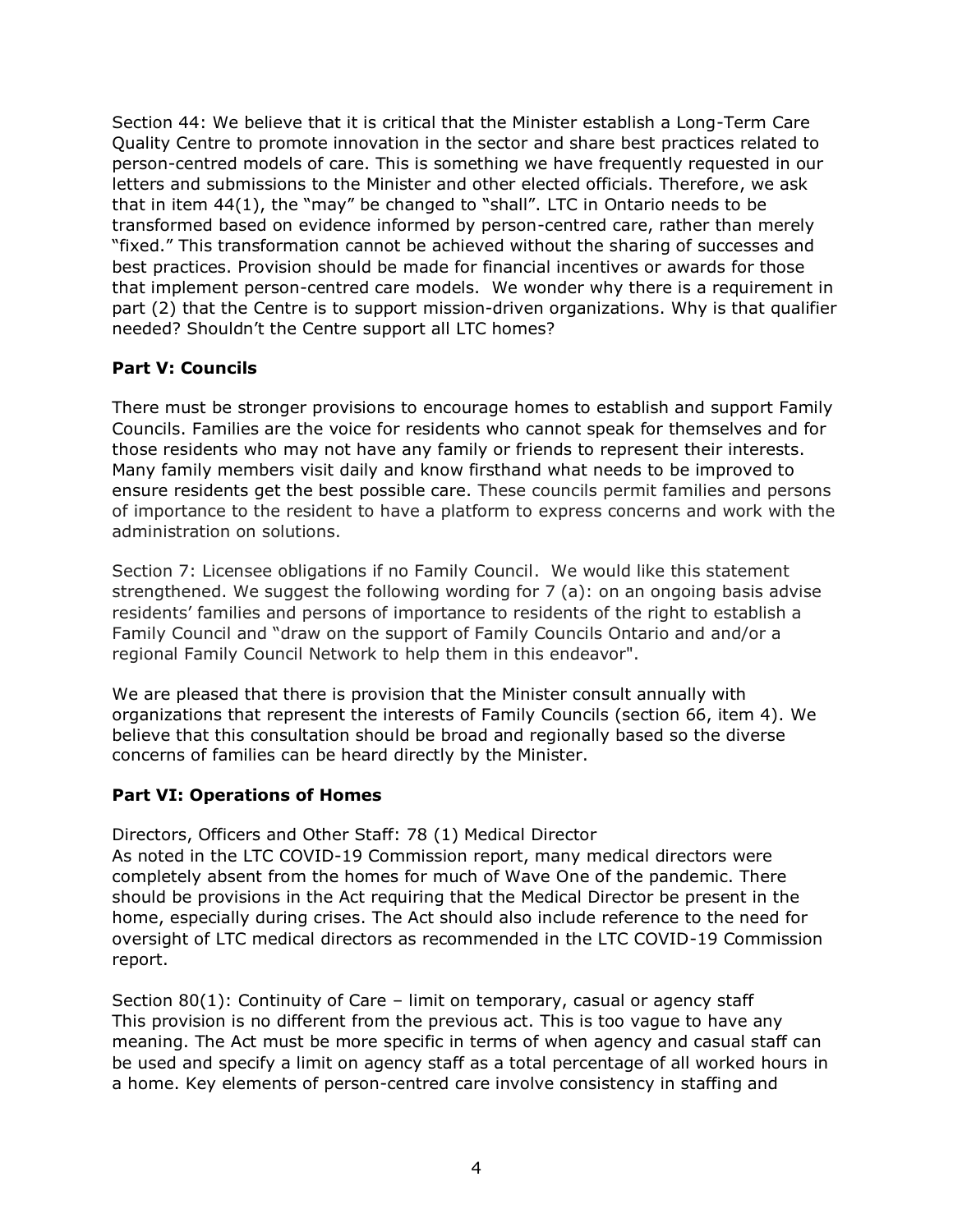Section 44: We believe that it is critical that the Minister establish a Long-Term Care Quality Centre to promote innovation in the sector and share best practices related to person-centred models of care. This is something we have frequently requested in our letters and submissions to the Minister and other elected officials. Therefore, we ask that in item 44(1), the "may" be changed to "shall". LTC in Ontario needs to be transformed based on evidence informed by person-centred care, rather than merely "fixed." This transformation cannot be achieved without the sharing of successes and best practices. Provision should be made for financial incentives or awards for those that implement person-centred care models. We wonder why there is a requirement in part (2) that the Centre is to support mission-driven organizations. Why is that qualifier needed? Shouldn't the Centre support all LTC homes?

**Part V: Councils**

There must be stronger provisions to encourage homes to establish and support Family Councils. Families are the voice for residents who cannot speak for themselves and for those residents who may not have any family or friends to represent their interests. Many family members visit daily and know firsthand what needs to be improved to ensure residents get the best possible care. These councils permit families and persons of importance to the resident to have a platform to express concerns and work with the administration on solutions.

Section 7: Licensee obligations if no Family Council. We would like this statement strengthened. We suggest the following wording for 7 (a): on an ongoing basis advise residents' families and persons of importance to residents of the right to establish a Family Council and "draw on the support of Family Councils Ontario and and/or a regional Family Council Network to help them in this endeavor".

We are pleased that there is provision that the Minister consult annually with organizations that represent the interests of Family Councils (section 66, item 4). We believe that this consultation should be broad and regionally based so the diverse concerns of families can be heard directly by the Minister.

**Part VI: Operations of Homes**

Directors, Officers and Other Staff: 78 (1) Medical Director
As noted in the LTC COVID-19 Commission report, many medical directors were completely absent from the homes for much of Wave One of the pandemic. There should be provisions in the Act requiring that the Medical Director be present in the home, especially during crises. The Act should also include reference to the need for oversight of LTC medical directors as recommended in the LTC COVID-19 Commission report.

Section 80(1): Continuity of Care – limit on temporary, casual or agency staff
This provision is no different from the previous act. This is too vague to have any meaning. The Act must be more specific in terms of when agency and casual staff can be used and specify a limit on agency staff as a total percentage of all worked hours in a home. Key elements of person-centred care involve consistency in staffing and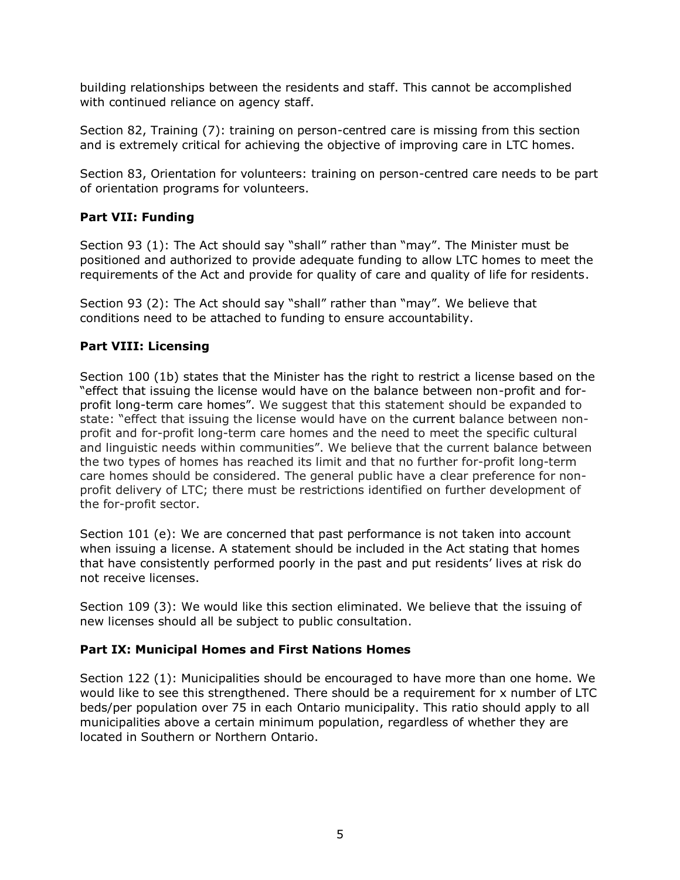building relationships between the residents and staff. This cannot be accomplished with continued reliance on agency staff.

Section 82, Training (7): training on person-centred care is missing from this section and is extremely critical for achieving the objective of improving care in LTC homes.

Section 83, Orientation for volunteers: training on person-centred care needs to be part of orientation programs for volunteers.

**Part VII: Funding**

Section 93 (1): The Act should say "shall" rather than "may". The Minister must be positioned and authorized to provide adequate funding to allow LTC homes to meet the requirements of the Act and provide for quality of care and quality of life for residents.

Section 93 (2): The Act should say "shall" rather than "may". We believe that conditions need to be attached to funding to ensure accountability.

**Part VIII: Licensing**

Section 100 (1b) states that the Minister has the right to restrict a license based on the "effect that issuing the license would have on the balance between non-profit and for-profit long-term care homes". We suggest that this statement should be expanded to state: "effect that issuing the license would have on the current balance between non-profit and for-profit long-term care homes and the need to meet the specific cultural and linguistic needs within communities". We believe that the current balance between the two types of homes has reached its limit and that no further for-profit long-term care homes should be considered. The general public have a clear preference for non-profit delivery of LTC; there must be restrictions identified on further development of the for-profit sector.

Section 101 (e): We are concerned that past performance is not taken into account when issuing a license. A statement should be included in the Act stating that homes that have consistently performed poorly in the past and put residents' lives at risk do not receive licenses.

Section 109 (3): We would like this section eliminated. We believe that the issuing of new licenses should all be subject to public consultation.

**Part IX: Municipal Homes and First Nations Homes**

Section 122 (1): Municipalities should be encouraged to have more than one home. We would like to see this strengthened. There should be a requirement for x number of LTC beds/per population over 75 in each Ontario municipality. This ratio should apply to all municipalities above a certain minimum population, regardless of whether they are located in Southern or Northern Ontario.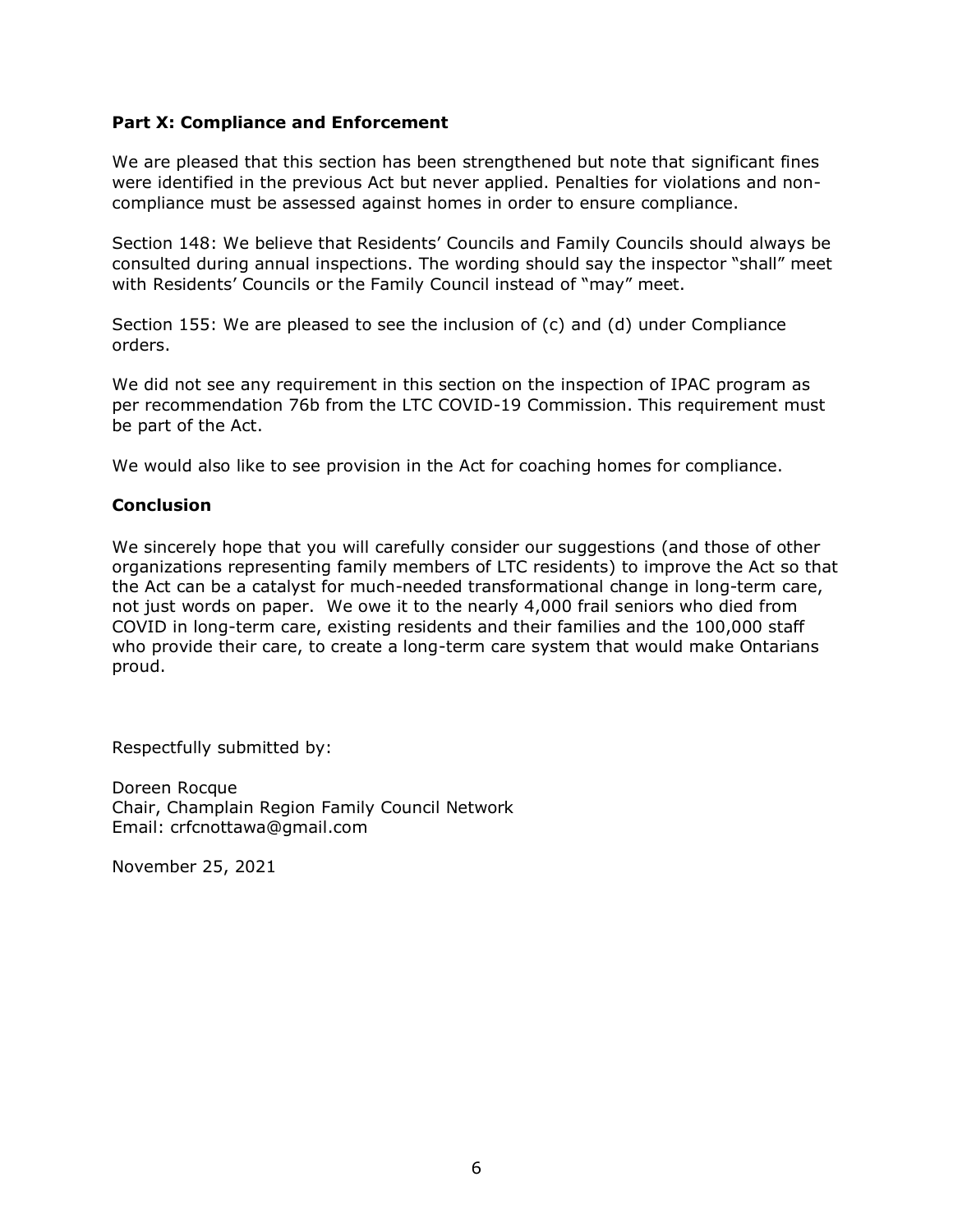### Part X: Compliance and Enforcement

We are pleased that this section has been strengthened but note that significant fines were identified in the previous Act but never applied. Penalties for violations and non-compliance must be assessed against homes in order to ensure compliance.

Section 148: We believe that Residents' Councils and Family Councils should always be consulted during annual inspections. The wording should say the inspector "shall" meet with Residents' Councils or the Family Council instead of "may" meet.

Section 155: We are pleased to see the inclusion of (c) and (d) under Compliance orders.

We did not see any requirement in this section on the inspection of IPAC program as per recommendation 76b from the LTC COVID-19 Commission. This requirement must be part of the Act.

We would also like to see provision in the Act for coaching homes for compliance.

### Conclusion

We sincerely hope that you will carefully consider our suggestions (and those of other organizations representing family members of LTC residents) to improve the Act so that the Act can be a catalyst for much-needed transformational change in long-term care, not just words on paper. We owe it to the nearly 4,000 frail seniors who died from COVID in long-term care, existing residents and their families and the 100,000 staff who provide their care, to create a long-term care system that would make Ontarians proud.

Respectfully submitted by:

Doreen Rocque
Chair, Champlain Region Family Council Network
Email: crfcnottawa@gmail.com

November 25, 2021